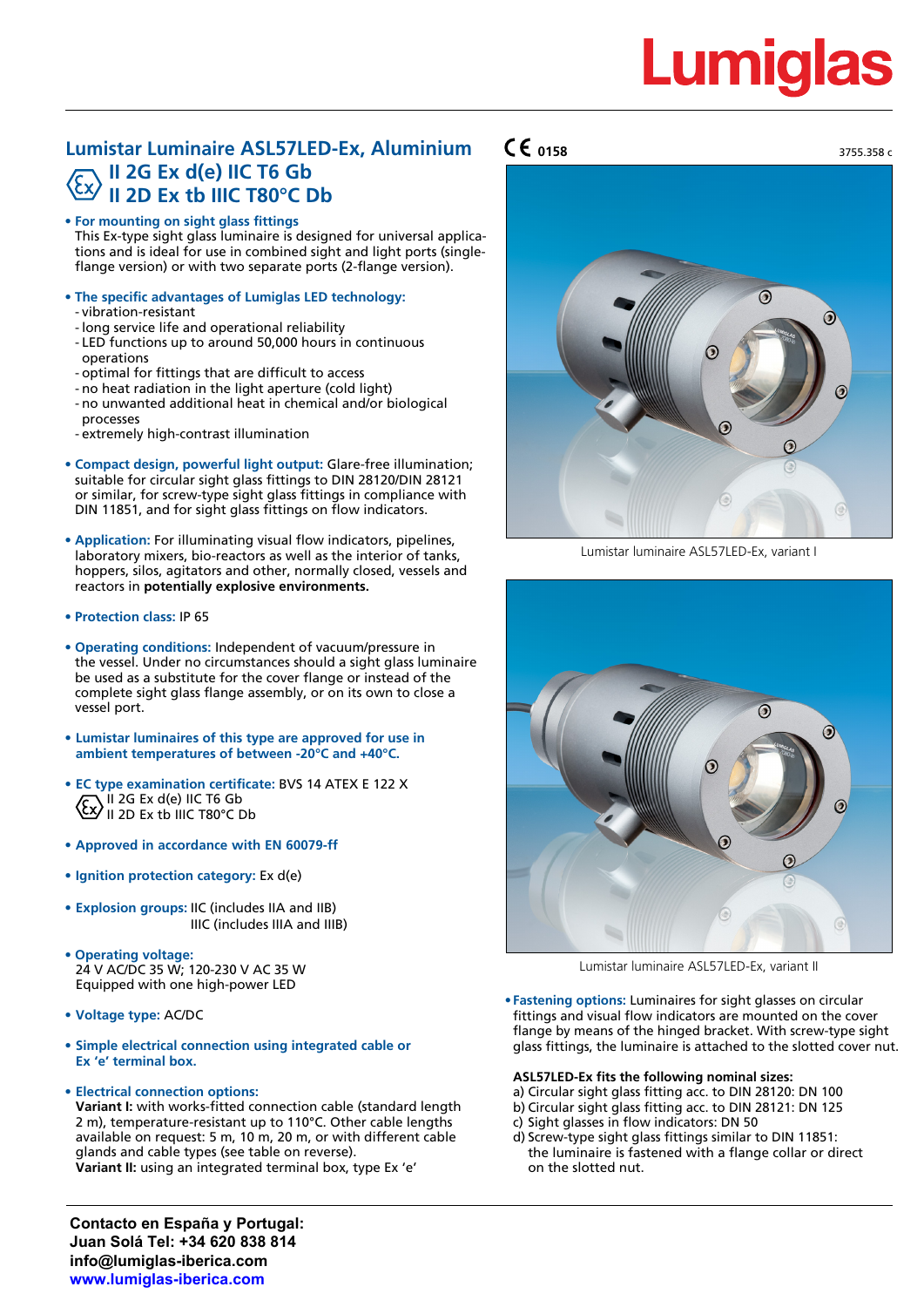# Lumiglas

## Lumistar Luminaire ASL57LED-Ex, Aluminium

**II 2G Ex d(e) IIC T6 Gb**
**II 2D Ex tb IIIC T80°C Db**

CE 0158

3755.358 c

- **For mounting on sight glass fittings**
  This Ex-type sight glass luminaire is designed for universal applications and is ideal for use in combined sight and light ports (single-flange version) or with two separate ports (2-flange version).

- **The specific advantages of Lumiglas LED technology:**
  - vibration-resistant
  - long service life and operational reliability
  - LED functions up to around 50,000 hours in continuous operations
  - optimal for fittings that are difficult to access
  - no heat radiation in the light aperture (cold light)
  - no unwanted additional heat in chemical and/or biological processes
  - extremely high-contrast illumination

- **Compact design, powerful light output:** Glare-free illumination; suitable for circular sight glass fittings to DIN 28120/DIN 28121 or similar, for screw-type sight glass fittings in compliance with DIN 11851, and for sight glass fittings on flow indicators.

- **Application:** For illuminating visual flow indicators, pipelines, laboratory mixers, bio-reactors as well as the interior of tanks, hoppers, silos, agitators and other, normally closed, vessels and reactors in **potentially explosive environments.**

- **Protection class:** IP 65

- **Operating conditions:** Independent of vacuum/pressure in the vessel. Under no circumstances should a sight glass luminaire be used as a substitute for the cover flange or instead of the complete sight glass flange assembly, or on its own to close a vessel port.

- **Lumistar luminaires of this type are approved for use in ambient temperatures of between -20°C and +40°C.**

- **EC type examination certificate:** BVS 14 ATEX E 122 X
  II 2G Ex d(e) IIC T6 Gb
  II 2D Ex tb IIIC T80°C Db

- **Approved in accordance with EN 60079-ff**

- **Ignition protection category:** Ex d(e)

- **Explosion groups:** IIC (includes IIA and IIB)
  IIIC (includes IIIA and IIIB)

- **Operating voltage:**
  24 V AC/DC 35 W; 120-230 V AC 35 W
  Equipped with one high-power LED

- **Voltage type:** AC/DC

- **Simple electrical connection using integrated cable or Ex 'e' terminal box.**

- **Electrical connection options:**
  **Variant I:** with works-fitted connection cable (standard length 2 m), temperature-resistant up to 110°C. Other cable lengths available on request: 5 m, 10 m, 20 m, or with different cable glands and cable types (see table on reverse).
  **Variant II:** using an integrated terminal box, type Ex 'e'

Lumistar luminaire ASL57LED-Ex, variant I

Lumistar luminaire ASL57LED-Ex, variant II

- **Fastening options:** Luminaires for sight glasses on circular fittings and visual flow indicators are mounted on the cover flange by means of the hinged bracket. With screw-type sight glass fittings, the luminaire is attached to the slotted cover nut.

**ASL57LED-Ex fits the following nominal sizes:**

a) Circular sight glass fitting acc. to DIN 28120: DN 100
b) Circular sight glass fitting acc. to DIN 28121: DN 125
c) Sight glasses in flow indicators: DN 50
d) Screw-type sight glass fittings similar to DIN 11851: the luminaire is fastened with a flange collar or direct on the slotted nut.

**Contacto en España y Portugal:**
**Juan Solá Tel: +34 620 838 814**
**info@lumiglas-iberica.com**
**www.lumiglas-iberica.com**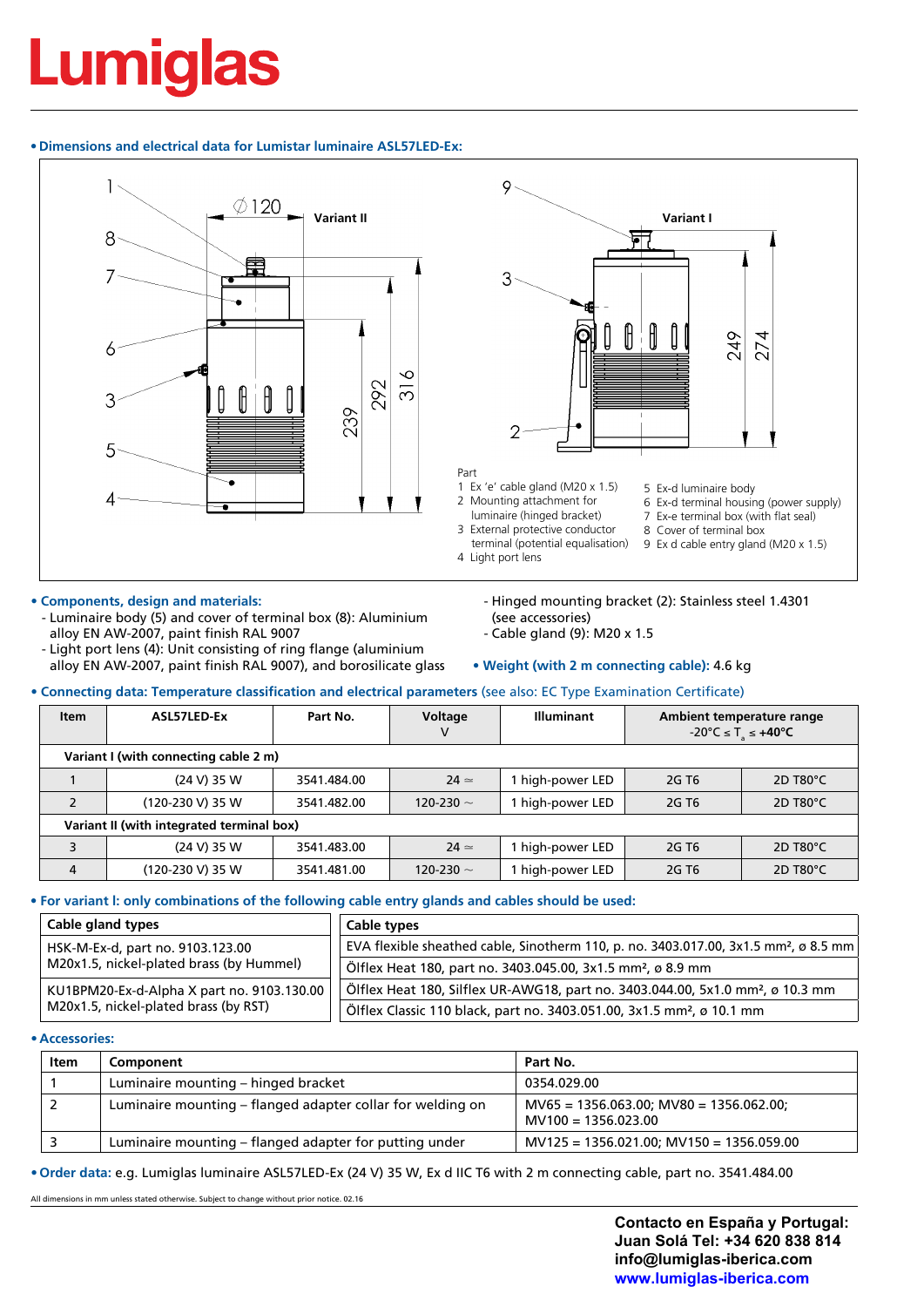# Lumiglas

**• Dimensions and electrical data for Lumistar luminaire ASL57LED-Ex:**

Variant II

Ø 120

1
8
7
6
3
5
4

239
292
316

Variant I

9
3
2

249
274

Part
1 Ex 'e' cable gland (M20 x 1.5)
2 Mounting attachment for luminaire (hinged bracket)
3 External protective conductor terminal (potential equalisation)
4 Light port lens
5 Ex-d luminaire body
6 Ex-d terminal housing (power supply)
7 Ex-e terminal box (with flat seal)
8 Cover of terminal box
9 Ex d cable entry gland (M20 x 1.5)

**• Components, design and materials:**

- Luminaire body (5) and cover of terminal box (8): Aluminium alloy EN AW-2007, paint finish RAL 9007
- Light port lens (4): Unit consisting of ring flange (aluminium alloy EN AW-2007, paint finish RAL 9007), and borosilicate glass
- Hinged mounting bracket (2): Stainless steel 1.4301 (see accessories)
- Cable gland (9): M20 x 1.5

**• Weight (with 2 m connecting cable):** 4.6 kg

**• Connecting data: Temperature classification and electrical parameters** (see also: EC Type Examination Certificate)

| Item | ASL57LED-Ex | Part No. | Voltage V | Illuminant | Ambient temperature range -20°C ≤ $T_a$ ≤ +40°C | |
|---|---|---|---|---|---|---|
| Variant I (with connecting cable 2 m) | | | | | | |
| 1 | (24 V) 35 W | 3541.484.00 | 24 ≃ | 1 high-power LED | 2G T6 | 2D T80°C |
| 2 | (120-230 V) 35 W | 3541.482.00 | 120-230 ~ | 1 high-power LED | 2G T6 | 2D T80°C |
| Variant II (with integrated terminal box) | | | | | | |
| 3 | (24 V) 35 W | 3541.483.00 | 24 ≃ | 1 high-power LED | 2G T6 | 2D T80°C |
| 4 | (120-230 V) 35 W | 3541.481.00 | 120-230 ~ | 1 high-power LED | 2G T6 | 2D T80°C |

**• For variant I: only combinations of the following cable entry glands and cables should be used:**

| Cable gland types | Cable types |
|---|---|
| HSK-M-Ex-d, part no. 9103.123.00 M20x1.5, nickel-plated brass (by Hummel) | EVA flexible sheathed cable, Sinotherm 110, p. no. 3403.017.00, 3x1.5 mm², ø 8.5 mm |
| | Ölflex Heat 180, part no. 3403.045.00, 3x1.5 mm², ø 8.9 mm |
| KU1BPM20-Ex-d-Alpha X part no. 9103.130.00 M20x1.5, nickel-plated brass (by RST) | Ölflex Heat 180, Silflex UR-AWG18, part no. 3403.044.00, 5x1.0 mm², ø 10.3 mm |
| | Ölflex Classic 110 black, part no. 3403.051.00, 3x1.5 mm², ø 10.1 mm |

**• Accessories:**

| Item | Component | Part No. |
|---|---|---|
| 1 | Luminaire mounting – hinged bracket | 0354.029.00 |
| 2 | Luminaire mounting – flanged adapter collar for welding on | MV65 = 1356.063.00; MV80 = 1356.062.00; MV100 = 1356.023.00 |
| 3 | Luminaire mounting – flanged adapter for putting under | MV125 = 1356.021.00; MV150 = 1356.059.00 |

**• Order data:** e.g. Lumiglas luminaire ASL57LED-Ex (24 V) 35 W, Ex d IIC T6 with 2 m connecting cable, part no. 3541.484.00

All dimensions in mm unless stated otherwise. Subject to change without prior notice. 02.16

**Contacto en España y Portugal:**
**Juan Solá Tel: +34 620 838 814**
**info@lumiglas-iberica.com**
**www.lumiglas-iberica.com**